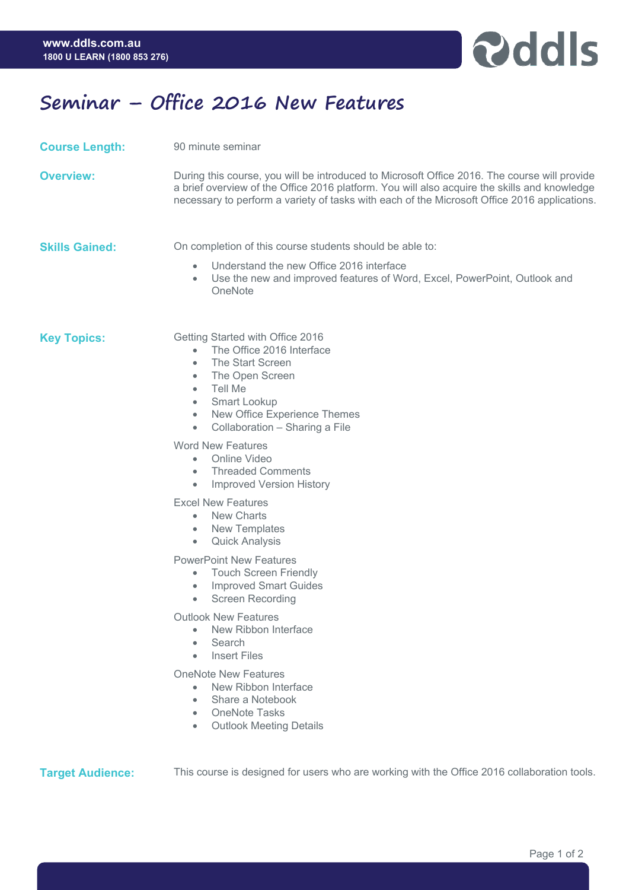# Seminar – Office 2016 New Features

**Course Length:** 90 minute seminar

**Overview:** During this course, you will be introduced to Microsoft Office 2016. The course will provide a brief overview of the Office 2016 platform. You will also acquire the skills and knowledge necessary to perform a variety of tasks with each of the Microsoft Office 2016 applications.

**Skills Gained:** On completion of this course students should be able to:

- Understand the new Office 2016 interface
- Use the new and improved features of Word, Excel, PowerPoint, Outlook and OneNote

**Key Topics:**

Getting Started with Office 2016

- The Office 2016 Interface
- The Start Screen
- The Open Screen
- Tell Me
- Smart Lookup
- New Office Experience Themes
- Collaboration – Sharing a File

Word New Features

- Online Video
- Threaded Comments
- Improved Version History

Excel New Features

- New Charts
- New Templates
- Quick Analysis

PowerPoint New Features

- Touch Screen Friendly
- Improved Smart Guides
- Screen Recording

Outlook New Features

- New Ribbon Interface
- Search
- Insert Files

OneNote New Features

- New Ribbon Interface
- Share a Notebook
- OneNote Tasks
- Outlook Meeting Details

**Target Audience:** This course is designed for users who are working with the Office 2016 collaboration tools.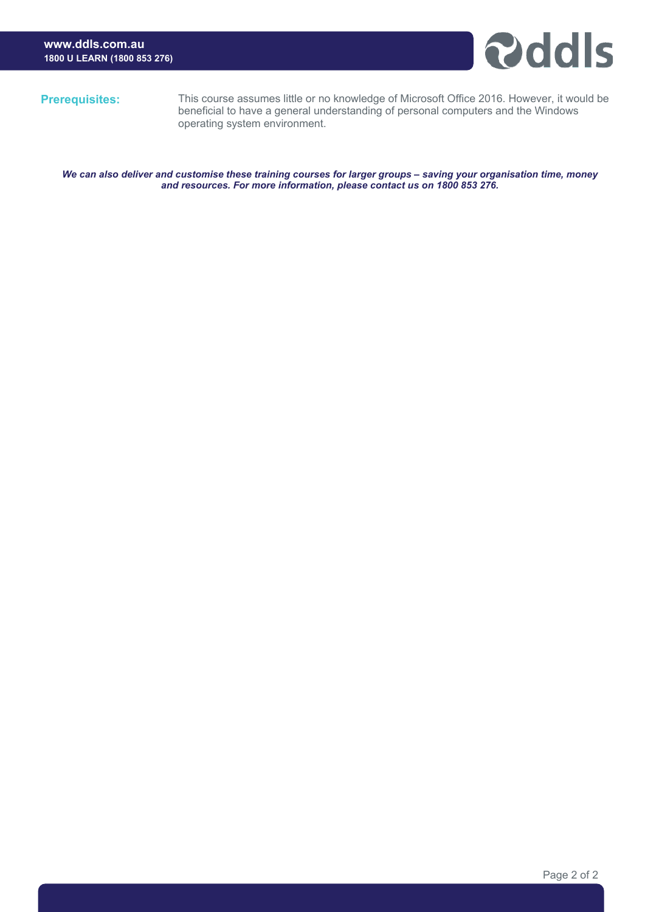**Prerequisites:** This course assumes little or no knowledge of Microsoft Office 2016. However, it would be beneficial to have a general understanding of personal computers and the Windows operating system environment.

***We can also deliver and customise these training courses for larger groups – saving your organisation time, money and resources. For more information, please contact us on 1800 853 276.***